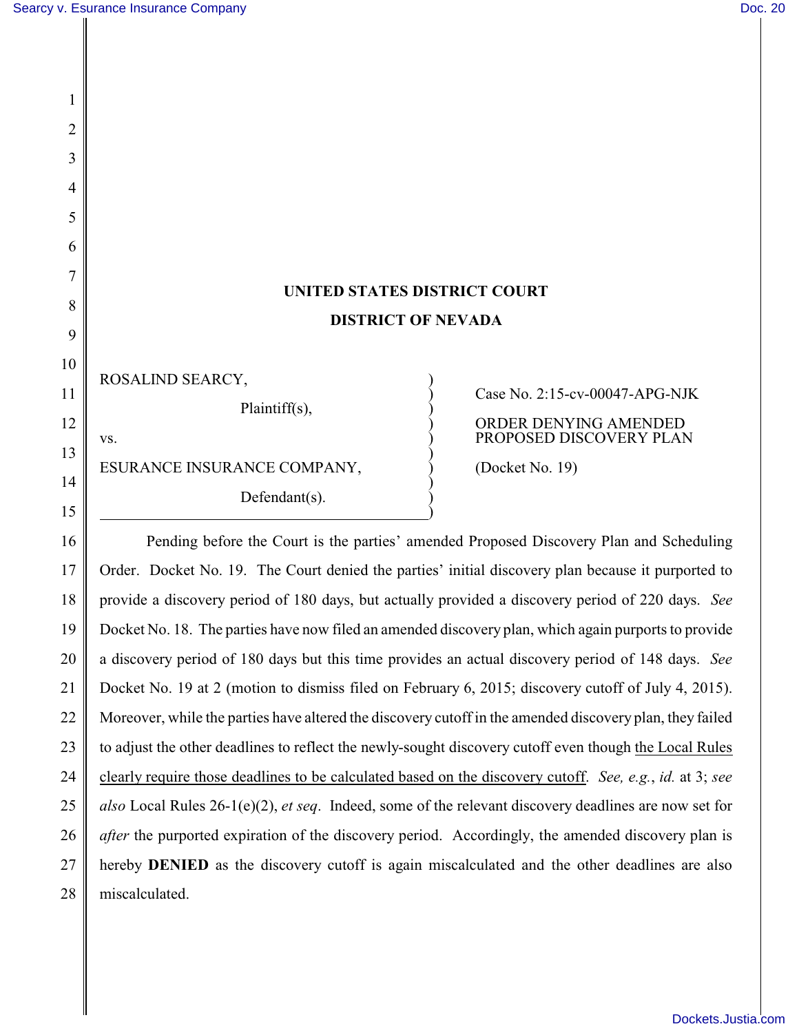# UNITED STATES DISTRICT COURT

## DISTRICT OF NEVADA

| | |
|---|---|
| ROSALIND SEARCY,<br><br>Plaintiff(s),<br><br>vs.<br><br>ESURANCE INSURANCE COMPANY,<br><br>Defendant(s). | Case No. 2:15-cv-00047-APG-NJK<br><br>ORDER DENYING AMENDED PROPOSED DISCOVERY PLAN<br><br>(Docket No. 19) |

Pending before the Court is the parties' amended Proposed Discovery Plan and Scheduling Order. Docket No. 19. The Court denied the parties' initial discovery plan because it purported to provide a discovery period of 180 days, but actually provided a discovery period of 220 days. *See* Docket No. 18. The parties have now filed an amended discovery plan, which again purports to provide a discovery period of 180 days but this time provides an actual discovery period of 148 days. *See* Docket No. 19 at 2 (motion to dismiss filed on February 6, 2015; discovery cutoff of July 4, 2015). Moreover, while the parties have altered the discovery cutoff in the amended discovery plan, they failed to adjust the other deadlines to reflect the newly-sought discovery cutoff even though <u>the Local Rules clearly require those deadlines to be calculated based on the discovery cutoff</u>. *See, e.g.*, *id.* at 3; *see also* Local Rules 26-1(e)(2), *et seq*. Indeed, some of the relevant discovery deadlines are now set for *after* the purported expiration of the discovery period. Accordingly, the amended discovery plan is hereby **DENIED** as the discovery cutoff is again miscalculated and the other deadlines are also miscalculated.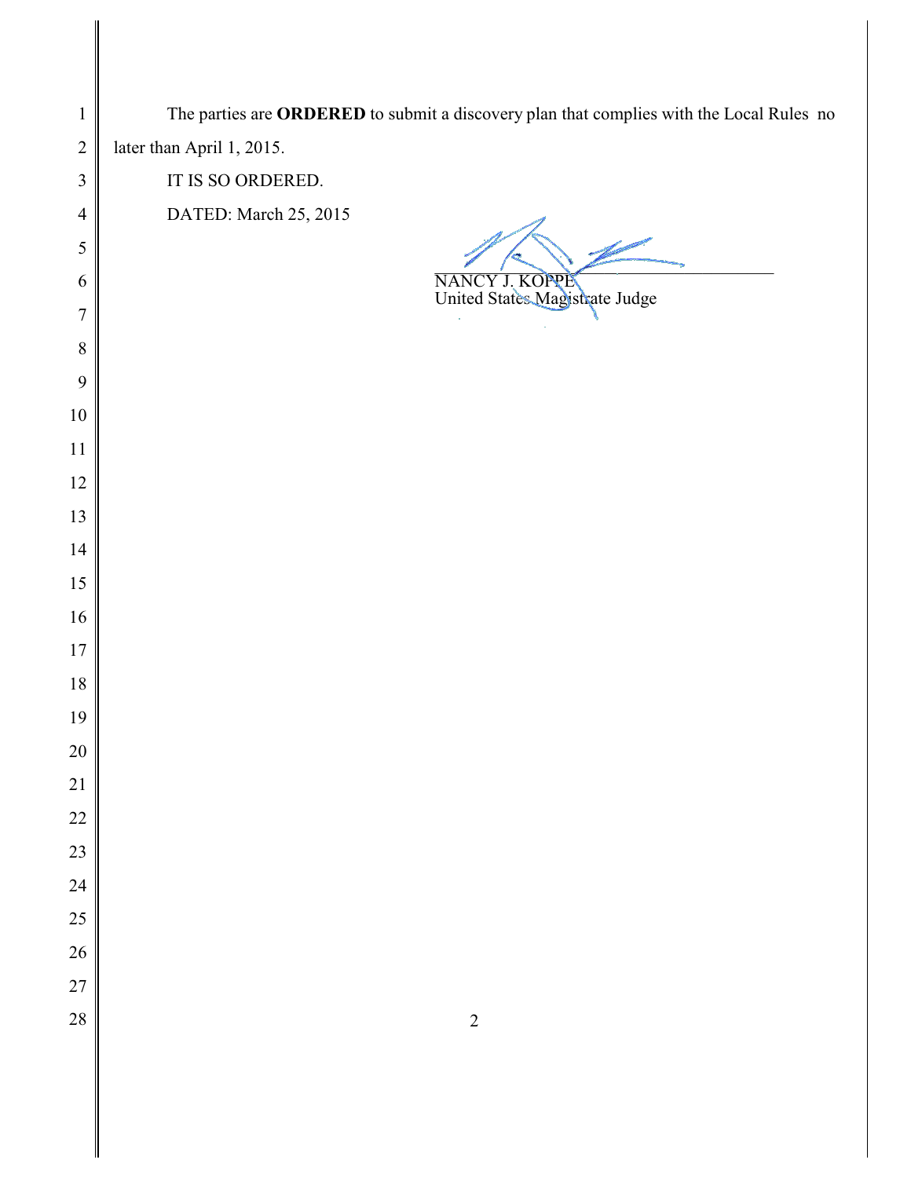The parties are **ORDERED** to submit a discovery plan that complies with the Local Rules no later than April 1, 2015.

IT IS SO ORDERED.

DATED: March 25, 2015

NANCY J. KOPPE
United States Magistrate Judge